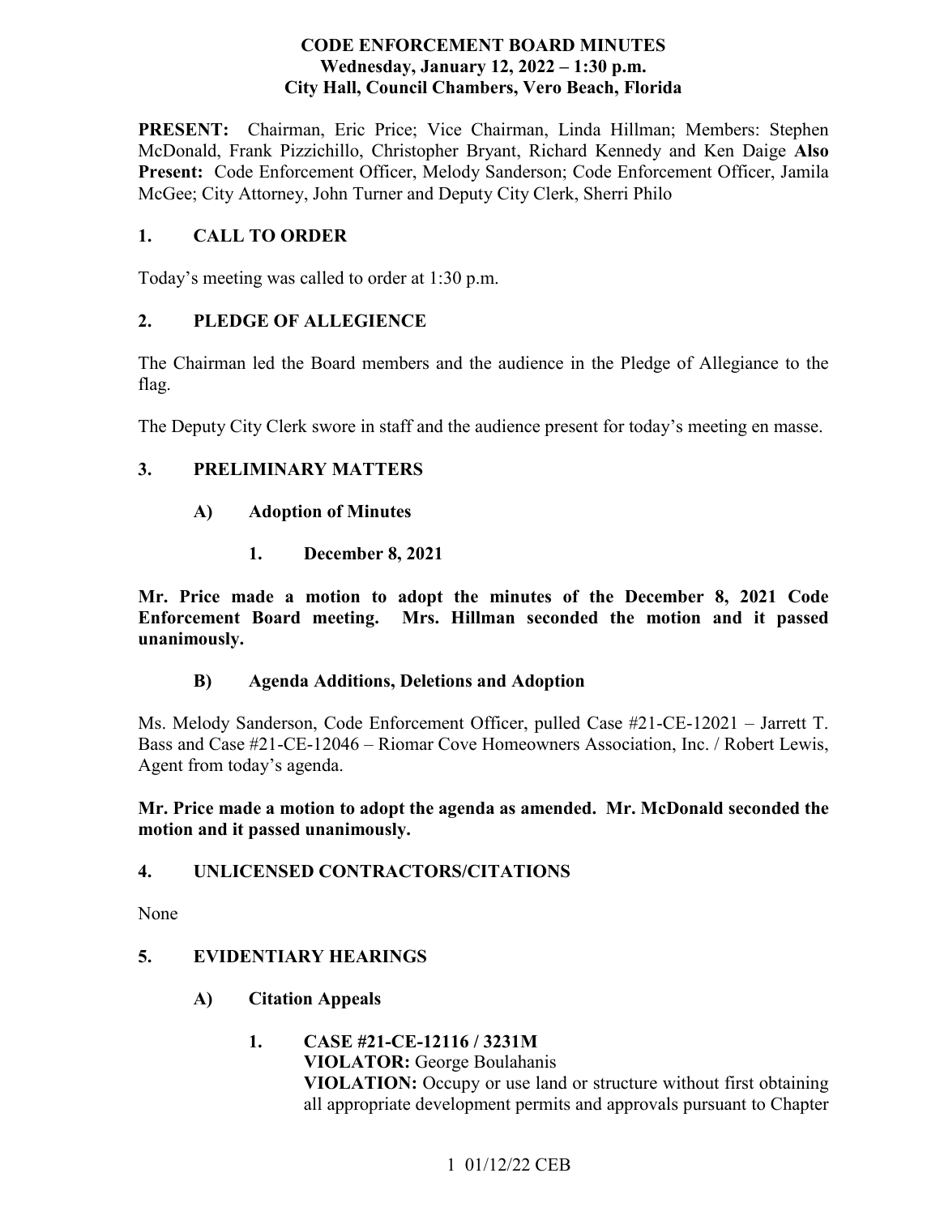# CODE ENFORCEMENT BOARD MINUTES
## Wednesday, January 12, 2022 – 1:30 p.m.
## City Hall, Council Chambers, Vero Beach, Florida

**PRESENT:** Chairman, Eric Price; Vice Chairman, Linda Hillman; Members: Stephen McDonald, Frank Pizzichillo, Christopher Bryant, Richard Kennedy and Ken Daige **Also Present:** Code Enforcement Officer, Melody Sanderson; Code Enforcement Officer, Jamila McGee; City Attorney, John Turner and Deputy City Clerk, Sherri Philo

## 1. CALL TO ORDER

Today's meeting was called to order at 1:30 p.m.

## 2. PLEDGE OF ALLEGIENCE

The Chairman led the Board members and the audience in the Pledge of Allegiance to the flag.

The Deputy City Clerk swore in staff and the audience present for today's meeting en masse.

## 3. PRELIMINARY MATTERS

### A) Adoption of Minutes

#### 1. December 8, 2021

**Mr. Price made a motion to adopt the minutes of the December 8, 2021 Code Enforcement Board meeting. Mrs. Hillman seconded the motion and it passed unanimously.**

### B) Agenda Additions, Deletions and Adoption

Ms. Melody Sanderson, Code Enforcement Officer, pulled Case #21-CE-12021 – Jarrett T. Bass and Case #21-CE-12046 – Riomar Cove Homeowners Association, Inc. / Robert Lewis, Agent from today's agenda.

**Mr. Price made a motion to adopt the agenda as amended. Mr. McDonald seconded the motion and it passed unanimously.**

## 4. UNLICENSED CONTRACTORS/CITATIONS

None

## 5. EVIDENTIARY HEARINGS

### A) Citation Appeals

#### 1. CASE #21-CE-12116 / 3231M

**VIOLATOR:** George Boulahanis
**VIOLATION:** Occupy or use land or structure without first obtaining all appropriate development permits and approvals pursuant to Chapter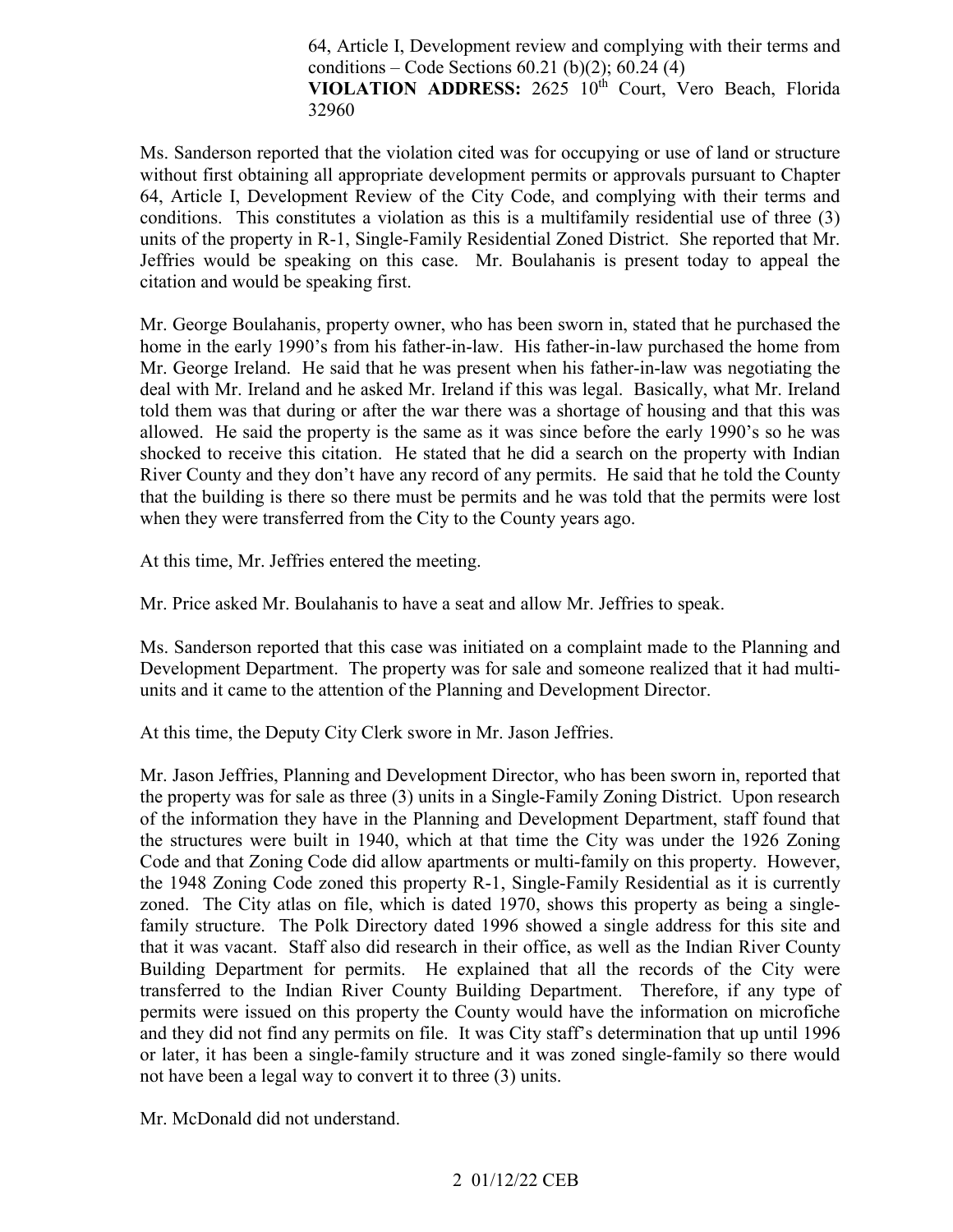64, Article I, Development review and complying with their terms and conditions – Code Sections 60.21 (b)(2); 60.24 (4)
**VIOLATION ADDRESS:** 2625 10th Court, Vero Beach, Florida 32960

Ms. Sanderson reported that the violation cited was for occupying or use of land or structure without first obtaining all appropriate development permits or approvals pursuant to Chapter 64, Article I, Development Review of the City Code, and complying with their terms and conditions. This constitutes a violation as this is a multifamily residential use of three (3) units of the property in R-1, Single-Family Residential Zoned District. She reported that Mr. Jeffries would be speaking on this case. Mr. Boulahanis is present today to appeal the citation and would be speaking first.

Mr. George Boulahanis, property owner, who has been sworn in, stated that he purchased the home in the early 1990's from his father-in-law. His father-in-law purchased the home from Mr. George Ireland. He said that he was present when his father-in-law was negotiating the deal with Mr. Ireland and he asked Mr. Ireland if this was legal. Basically, what Mr. Ireland told them was that during or after the war there was a shortage of housing and that this was allowed. He said the property is the same as it was since before the early 1990's so he was shocked to receive this citation. He stated that he did a search on the property with Indian River County and they don't have any record of any permits. He said that he told the County that the building is there so there must be permits and he was told that the permits were lost when they were transferred from the City to the County years ago.

At this time, Mr. Jeffries entered the meeting.

Mr. Price asked Mr. Boulahanis to have a seat and allow Mr. Jeffries to speak.

Ms. Sanderson reported that this case was initiated on a complaint made to the Planning and Development Department. The property was for sale and someone realized that it had multi-units and it came to the attention of the Planning and Development Director.

At this time, the Deputy City Clerk swore in Mr. Jason Jeffries.

Mr. Jason Jeffries, Planning and Development Director, who has been sworn in, reported that the property was for sale as three (3) units in a Single-Family Zoning District. Upon research of the information they have in the Planning and Development Department, staff found that the structures were built in 1940, which at that time the City was under the 1926 Zoning Code and that Zoning Code did allow apartments or multi-family on this property. However, the 1948 Zoning Code zoned this property R-1, Single-Family Residential as it is currently zoned. The City atlas on file, which is dated 1970, shows this property as being a single-family structure. The Polk Directory dated 1996 showed a single address for this site and that it was vacant. Staff also did research in their office, as well as the Indian River County Building Department for permits. He explained that all the records of the City were transferred to the Indian River County Building Department. Therefore, if any type of permits were issued on this property the County would have the information on microfiche and they did not find any permits on file. It was City staff's determination that up until 1996 or later, it has been a single-family structure and it was zoned single-family so there would not have been a legal way to convert it to three (3) units.

Mr. McDonald did not understand.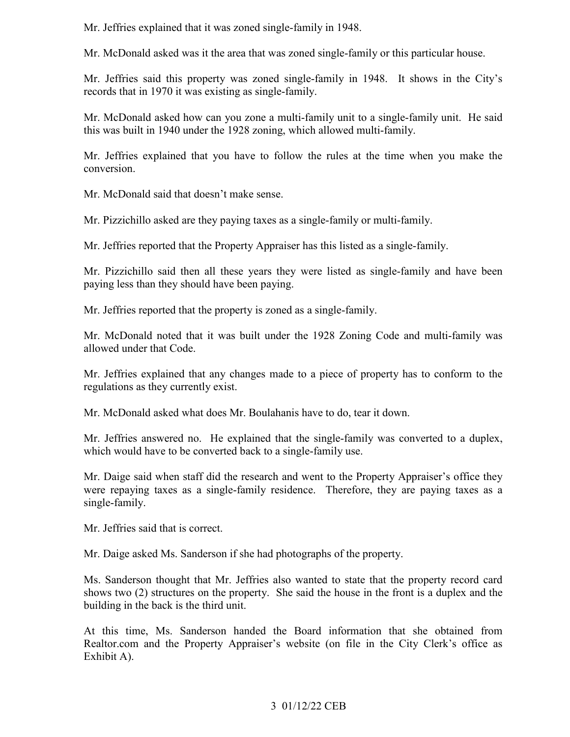Mr. Jeffries explained that it was zoned single-family in 1948.

Mr. McDonald asked was it the area that was zoned single-family or this particular house.

Mr. Jeffries said this property was zoned single-family in 1948. It shows in the City's records that in 1970 it was existing as single-family.

Mr. McDonald asked how can you zone a multi-family unit to a single-family unit. He said this was built in 1940 under the 1928 zoning, which allowed multi-family.

Mr. Jeffries explained that you have to follow the rules at the time when you make the conversion.

Mr. McDonald said that doesn't make sense.

Mr. Pizzichillo asked are they paying taxes as a single-family or multi-family.

Mr. Jeffries reported that the Property Appraiser has this listed as a single-family.

Mr. Pizzichillo said then all these years they were listed as single-family and have been paying less than they should have been paying.

Mr. Jeffries reported that the property is zoned as a single-family.

Mr. McDonald noted that it was built under the 1928 Zoning Code and multi-family was allowed under that Code.

Mr. Jeffries explained that any changes made to a piece of property has to conform to the regulations as they currently exist.

Mr. McDonald asked what does Mr. Boulahanis have to do, tear it down.

Mr. Jeffries answered no. He explained that the single-family was converted to a duplex, which would have to be converted back to a single-family use.

Mr. Daige said when staff did the research and went to the Property Appraiser's office they were repaying taxes as a single-family residence. Therefore, they are paying taxes as a single-family.

Mr. Jeffries said that is correct.

Mr. Daige asked Ms. Sanderson if she had photographs of the property.

Ms. Sanderson thought that Mr. Jeffries also wanted to state that the property record card shows two (2) structures on the property. She said the house in the front is a duplex and the building in the back is the third unit.

At this time, Ms. Sanderson handed the Board information that she obtained from Realtor.com and the Property Appraiser's website (on file in the City Clerk's office as Exhibit A).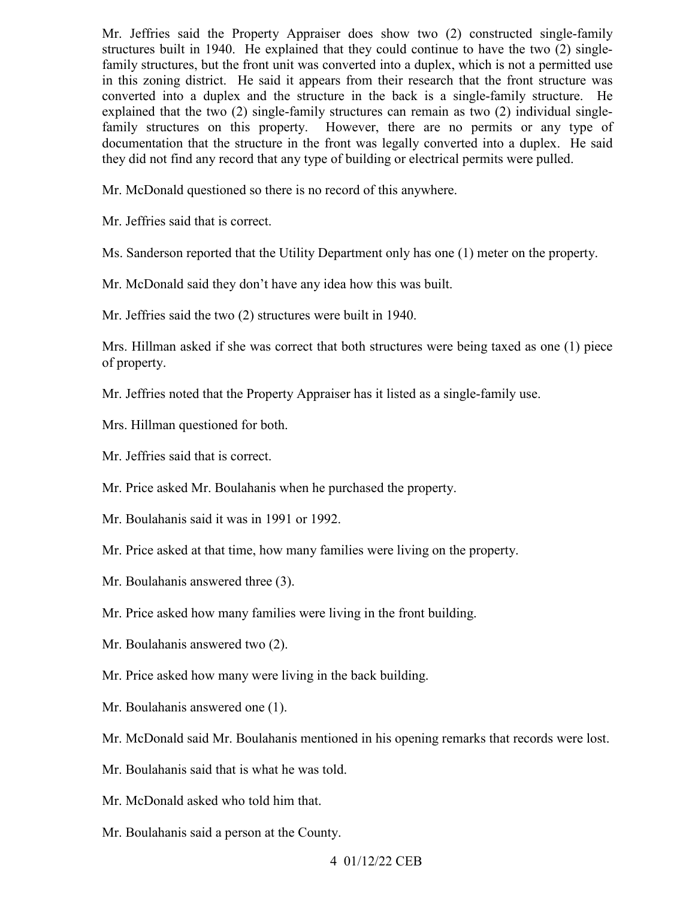Mr. Jeffries said the Property Appraiser does show two (2) constructed single-family structures built in 1940. He explained that they could continue to have the two (2) single-family structures, but the front unit was converted into a duplex, which is not a permitted use in this zoning district. He said it appears from their research that the front structure was converted into a duplex and the structure in the back is a single-family structure. He explained that the two (2) single-family structures can remain as two (2) individual single-family structures on this property. However, there are no permits or any type of documentation that the structure in the front was legally converted into a duplex. He said they did not find any record that any type of building or electrical permits were pulled.

Mr. McDonald questioned so there is no record of this anywhere.

Mr. Jeffries said that is correct.

Ms. Sanderson reported that the Utility Department only has one (1) meter on the property.

Mr. McDonald said they don't have any idea how this was built.

Mr. Jeffries said the two (2) structures were built in 1940.

Mrs. Hillman asked if she was correct that both structures were being taxed as one (1) piece of property.

Mr. Jeffries noted that the Property Appraiser has it listed as a single-family use.

Mrs. Hillman questioned for both.

Mr. Jeffries said that is correct.

Mr. Price asked Mr. Boulahanis when he purchased the property.

Mr. Boulahanis said it was in 1991 or 1992.

Mr. Price asked at that time, how many families were living on the property.

Mr. Boulahanis answered three (3).

Mr. Price asked how many families were living in the front building.

Mr. Boulahanis answered two (2).

Mr. Price asked how many were living in the back building.

Mr. Boulahanis answered one (1).

Mr. McDonald said Mr. Boulahanis mentioned in his opening remarks that records were lost.

Mr. Boulahanis said that is what he was told.

Mr. McDonald asked who told him that.

Mr. Boulahanis said a person at the County.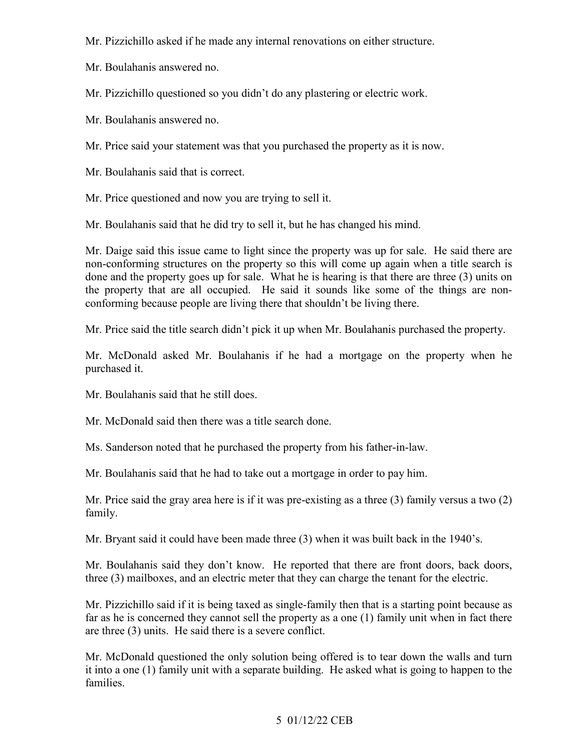Mr. Pizzichillo asked if he made any internal renovations on either structure.

Mr. Boulahanis answered no.

Mr. Pizzichillo questioned so you didn't do any plastering or electric work.

Mr. Boulahanis answered no.

Mr. Price said your statement was that you purchased the property as it is now.

Mr. Boulahanis said that is correct.

Mr. Price questioned and now you are trying to sell it.

Mr. Boulahanis said that he did try to sell it, but he has changed his mind.

Mr. Daige said this issue came to light since the property was up for sale. He said there are non-conforming structures on the property so this will come up again when a title search is done and the property goes up for sale. What he is hearing is that there are three (3) units on the property that are all occupied. He said it sounds like some of the things are non-conforming because people are living there that shouldn't be living there.

Mr. Price said the title search didn't pick it up when Mr. Boulahanis purchased the property.

Mr. McDonald asked Mr. Boulahanis if he had a mortgage on the property when he purchased it.

Mr. Boulahanis said that he still does.

Mr. McDonald said then there was a title search done.

Ms. Sanderson noted that he purchased the property from his father-in-law.

Mr. Boulahanis said that he had to take out a mortgage in order to pay him.

Mr. Price said the gray area here is if it was pre-existing as a three (3) family versus a two (2) family.

Mr. Bryant said it could have been made three (3) when it was built back in the 1940's.

Mr. Boulahanis said they don't know. He reported that there are front doors, back doors, three (3) mailboxes, and an electric meter that they can charge the tenant for the electric.

Mr. Pizzichillo said if it is being taxed as single-family then that is a starting point because as far as he is concerned they cannot sell the property as a one (1) family unit when in fact there are three (3) units. He said there is a severe conflict.

Mr. McDonald questioned the only solution being offered is to tear down the walls and turn it into a one (1) family unit with a separate building. He asked what is going to happen to the families.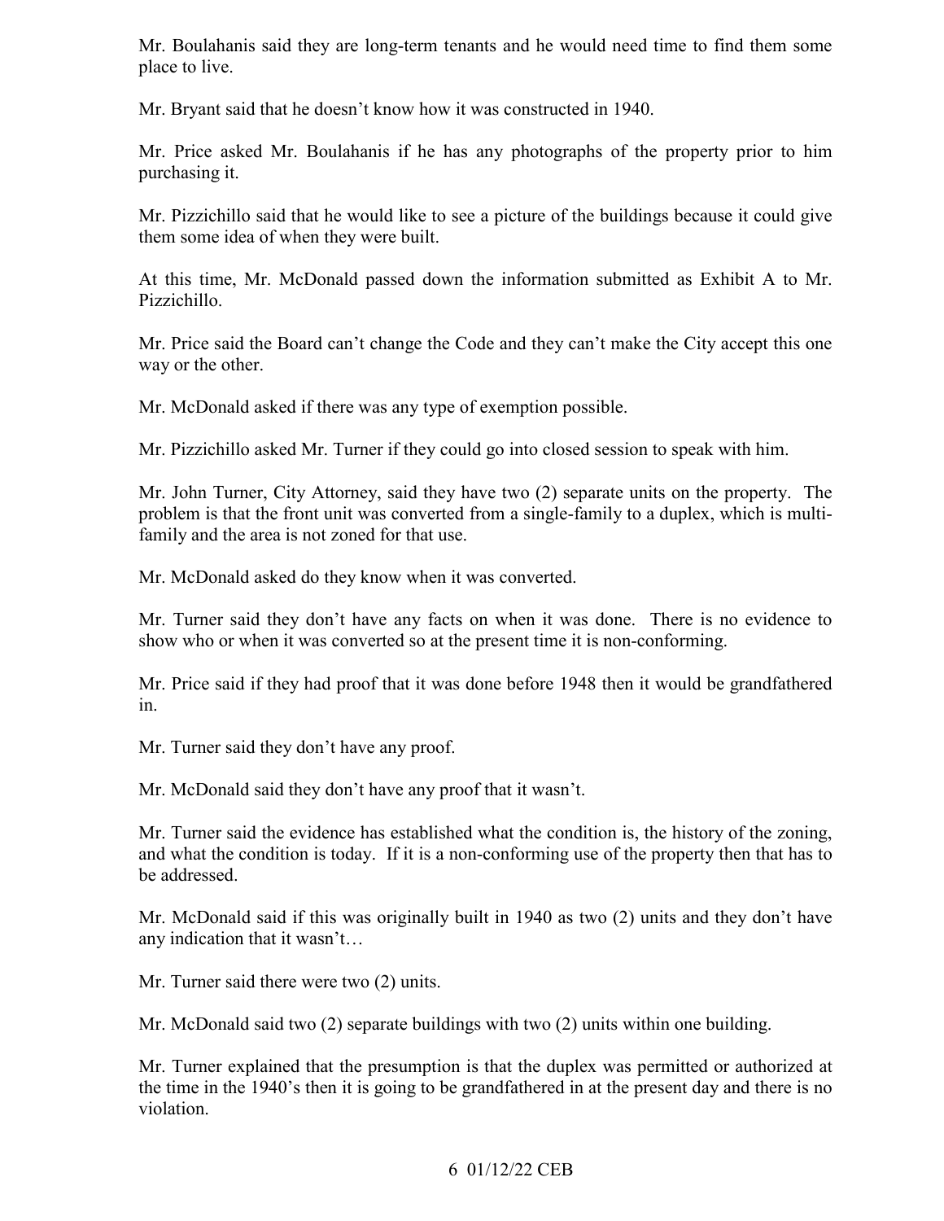Mr. Boulahanis said they are long-term tenants and he would need time to find them some place to live.

Mr. Bryant said that he doesn't know how it was constructed in 1940.

Mr. Price asked Mr. Boulahanis if he has any photographs of the property prior to him purchasing it.

Mr. Pizzichillo said that he would like to see a picture of the buildings because it could give them some idea of when they were built.

At this time, Mr. McDonald passed down the information submitted as Exhibit A to Mr. Pizzichillo.

Mr. Price said the Board can't change the Code and they can't make the City accept this one way or the other.

Mr. McDonald asked if there was any type of exemption possible.

Mr. Pizzichillo asked Mr. Turner if they could go into closed session to speak with him.

Mr. John Turner, City Attorney, said they have two (2) separate units on the property. The problem is that the front unit was converted from a single-family to a duplex, which is multi-family and the area is not zoned for that use.

Mr. McDonald asked do they know when it was converted.

Mr. Turner said they don't have any facts on when it was done. There is no evidence to show who or when it was converted so at the present time it is non-conforming.

Mr. Price said if they had proof that it was done before 1948 then it would be grandfathered in.

Mr. Turner said they don't have any proof.

Mr. McDonald said they don't have any proof that it wasn't.

Mr. Turner said the evidence has established what the condition is, the history of the zoning, and what the condition is today. If it is a non-conforming use of the property then that has to be addressed.

Mr. McDonald said if this was originally built in 1940 as two (2) units and they don't have any indication that it wasn't…

Mr. Turner said there were two (2) units.

Mr. McDonald said two (2) separate buildings with two (2) units within one building.

Mr. Turner explained that the presumption is that the duplex was permitted or authorized at the time in the 1940's then it is going to be grandfathered in at the present day and there is no violation.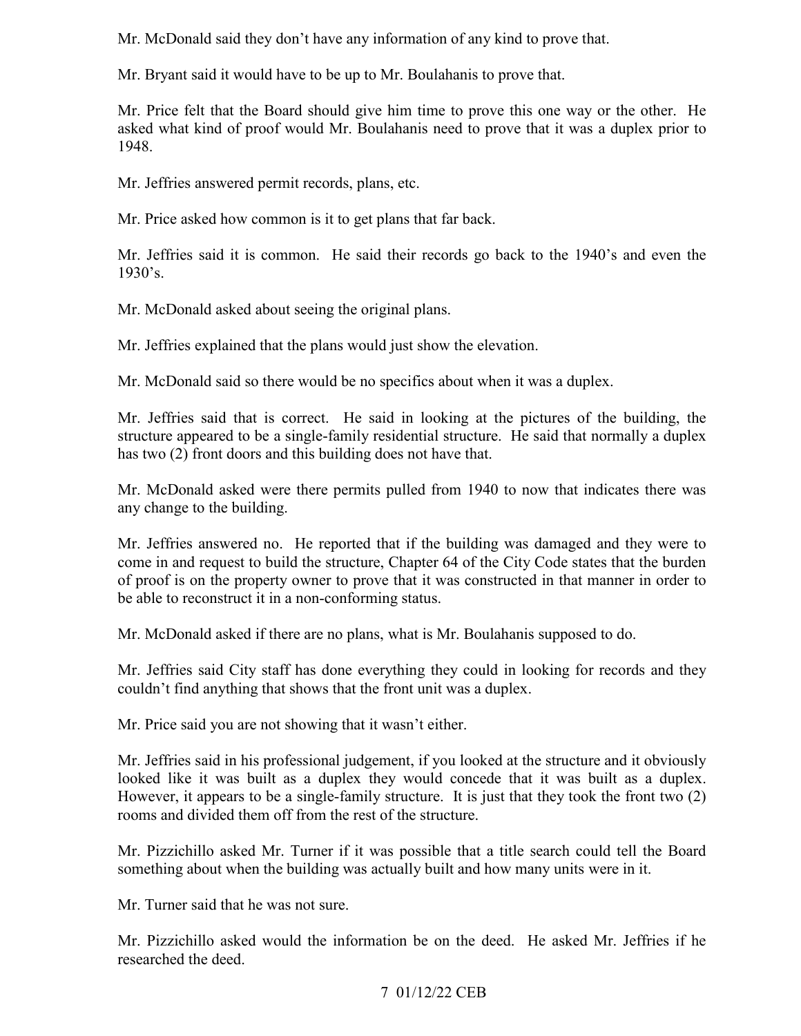Mr. McDonald said they don't have any information of any kind to prove that.

Mr. Bryant said it would have to be up to Mr. Boulahanis to prove that.

Mr. Price felt that the Board should give him time to prove this one way or the other. He asked what kind of proof would Mr. Boulahanis need to prove that it was a duplex prior to 1948.

Mr. Jeffries answered permit records, plans, etc.

Mr. Price asked how common is it to get plans that far back.

Mr. Jeffries said it is common. He said their records go back to the 1940's and even the 1930's.

Mr. McDonald asked about seeing the original plans.

Mr. Jeffries explained that the plans would just show the elevation.

Mr. McDonald said so there would be no specifics about when it was a duplex.

Mr. Jeffries said that is correct. He said in looking at the pictures of the building, the structure appeared to be a single-family residential structure. He said that normally a duplex has two (2) front doors and this building does not have that.

Mr. McDonald asked were there permits pulled from 1940 to now that indicates there was any change to the building.

Mr. Jeffries answered no. He reported that if the building was damaged and they were to come in and request to build the structure, Chapter 64 of the City Code states that the burden of proof is on the property owner to prove that it was constructed in that manner in order to be able to reconstruct it in a non-conforming status.

Mr. McDonald asked if there are no plans, what is Mr. Boulahanis supposed to do.

Mr. Jeffries said City staff has done everything they could in looking for records and they couldn't find anything that shows that the front unit was a duplex.

Mr. Price said you are not showing that it wasn't either.

Mr. Jeffries said in his professional judgement, if you looked at the structure and it obviously looked like it was built as a duplex they would concede that it was built as a duplex. However, it appears to be a single-family structure. It is just that they took the front two (2) rooms and divided them off from the rest of the structure.

Mr. Pizzichillo asked Mr. Turner if it was possible that a title search could tell the Board something about when the building was actually built and how many units were in it.

Mr. Turner said that he was not sure.

Mr. Pizzichillo asked would the information be on the deed. He asked Mr. Jeffries if he researched the deed.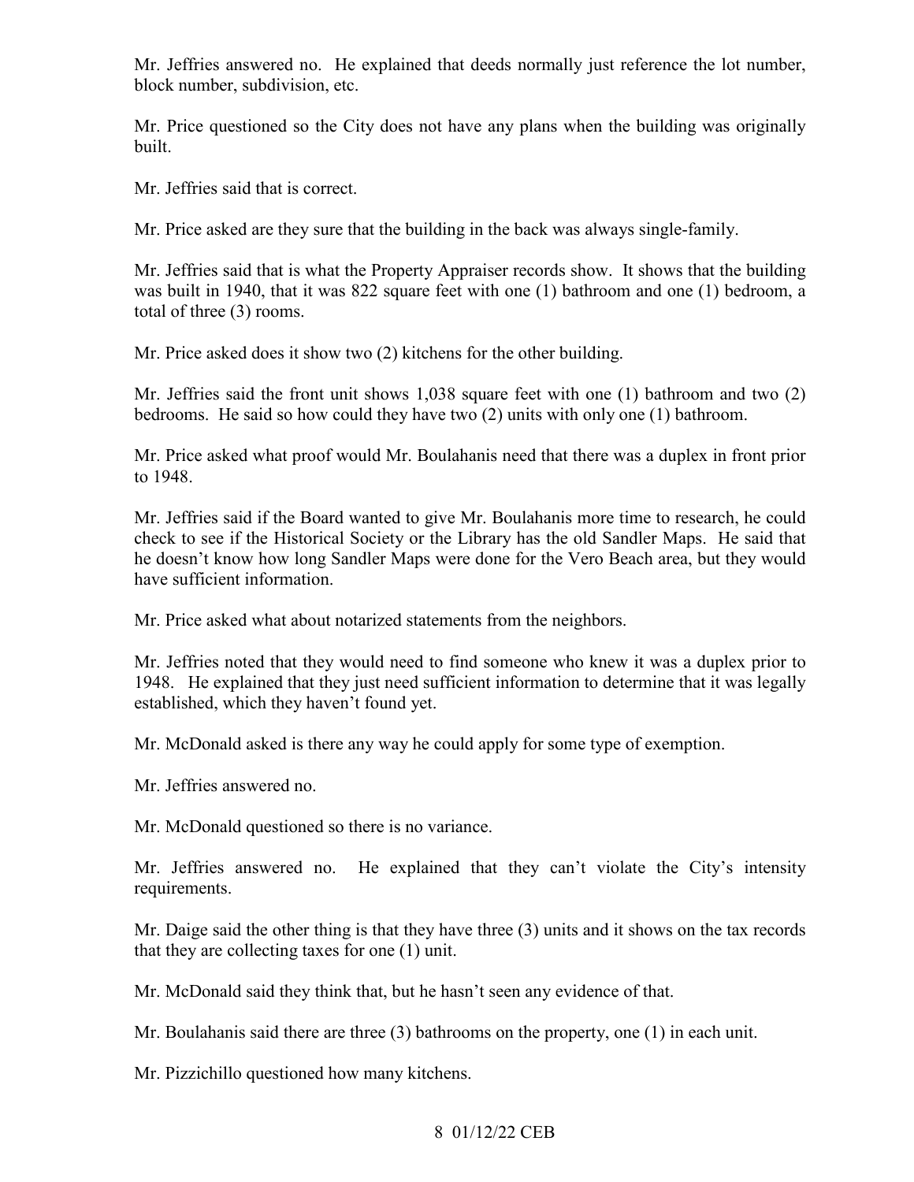Mr. Jeffries answered no. He explained that deeds normally just reference the lot number, block number, subdivision, etc.

Mr. Price questioned so the City does not have any plans when the building was originally built.

Mr. Jeffries said that is correct.

Mr. Price asked are they sure that the building in the back was always single-family.

Mr. Jeffries said that is what the Property Appraiser records show. It shows that the building was built in 1940, that it was 822 square feet with one (1) bathroom and one (1) bedroom, a total of three (3) rooms.

Mr. Price asked does it show two (2) kitchens for the other building.

Mr. Jeffries said the front unit shows 1,038 square feet with one (1) bathroom and two (2) bedrooms. He said so how could they have two (2) units with only one (1) bathroom.

Mr. Price asked what proof would Mr. Boulahanis need that there was a duplex in front prior to 1948.

Mr. Jeffries said if the Board wanted to give Mr. Boulahanis more time to research, he could check to see if the Historical Society or the Library has the old Sandler Maps. He said that he doesn't know how long Sandler Maps were done for the Vero Beach area, but they would have sufficient information.

Mr. Price asked what about notarized statements from the neighbors.

Mr. Jeffries noted that they would need to find someone who knew it was a duplex prior to 1948. He explained that they just need sufficient information to determine that it was legally established, which they haven't found yet.

Mr. McDonald asked is there any way he could apply for some type of exemption.

Mr. Jeffries answered no.

Mr. McDonald questioned so there is no variance.

Mr. Jeffries answered no. He explained that they can't violate the City's intensity requirements.

Mr. Daige said the other thing is that they have three (3) units and it shows on the tax records that they are collecting taxes for one (1) unit.

Mr. McDonald said they think that, but he hasn't seen any evidence of that.

Mr. Boulahanis said there are three (3) bathrooms on the property, one (1) in each unit.

Mr. Pizzichillo questioned how many kitchens.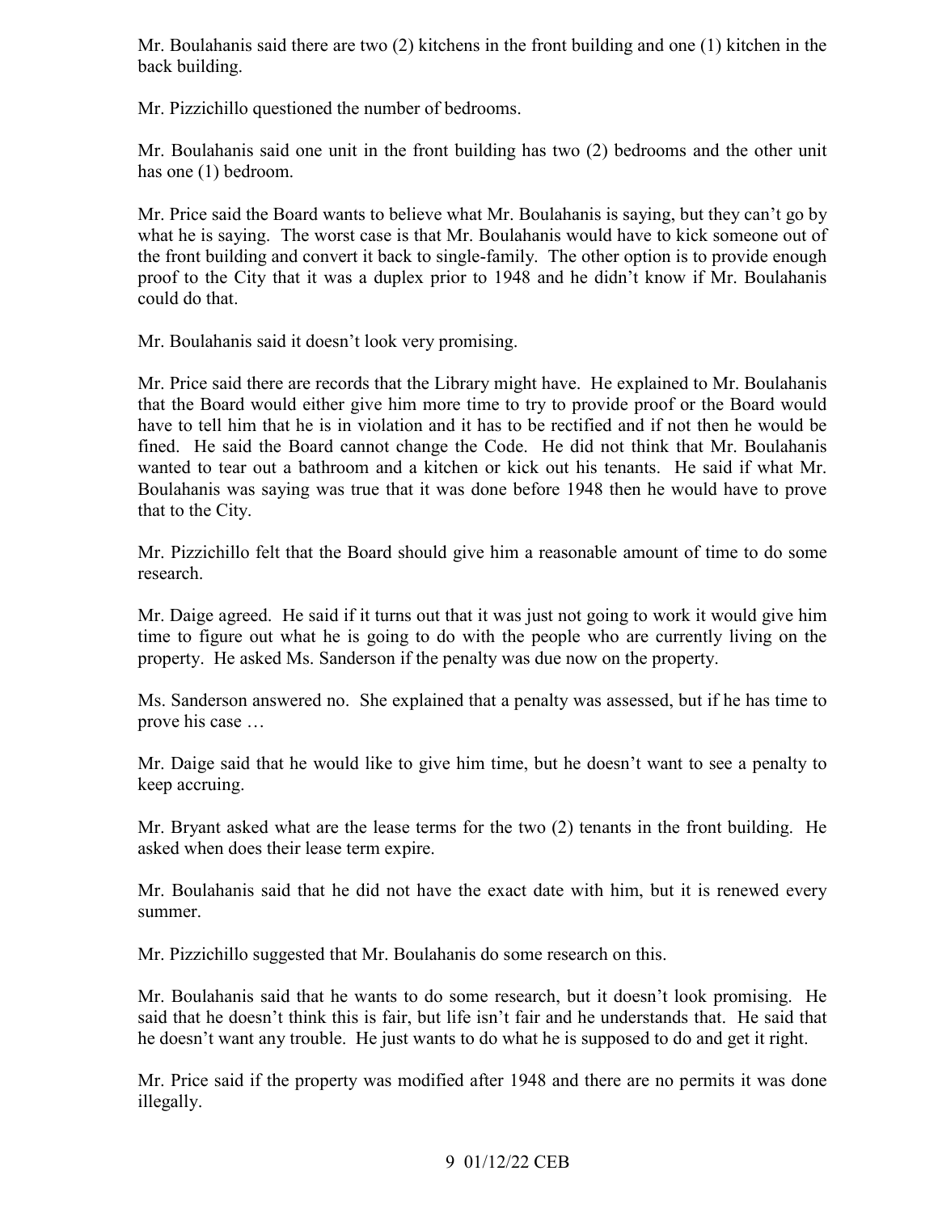Mr. Boulahanis said there are two (2) kitchens in the front building and one (1) kitchen in the back building.

Mr. Pizzichillo questioned the number of bedrooms.

Mr. Boulahanis said one unit in the front building has two (2) bedrooms and the other unit has one (1) bedroom.

Mr. Price said the Board wants to believe what Mr. Boulahanis is saying, but they can't go by what he is saying. The worst case is that Mr. Boulahanis would have to kick someone out of the front building and convert it back to single-family. The other option is to provide enough proof to the City that it was a duplex prior to 1948 and he didn't know if Mr. Boulahanis could do that.

Mr. Boulahanis said it doesn't look very promising.

Mr. Price said there are records that the Library might have. He explained to Mr. Boulahanis that the Board would either give him more time to try to provide proof or the Board would have to tell him that he is in violation and it has to be rectified and if not then he would be fined. He said the Board cannot change the Code. He did not think that Mr. Boulahanis wanted to tear out a bathroom and a kitchen or kick out his tenants. He said if what Mr. Boulahanis was saying was true that it was done before 1948 then he would have to prove that to the City.

Mr. Pizzichillo felt that the Board should give him a reasonable amount of time to do some research.

Mr. Daige agreed. He said if it turns out that it was just not going to work it would give him time to figure out what he is going to do with the people who are currently living on the property. He asked Ms. Sanderson if the penalty was due now on the property.

Ms. Sanderson answered no. She explained that a penalty was assessed, but if he has time to prove his case …

Mr. Daige said that he would like to give him time, but he doesn't want to see a penalty to keep accruing.

Mr. Bryant asked what are the lease terms for the two (2) tenants in the front building. He asked when does their lease term expire.

Mr. Boulahanis said that he did not have the exact date with him, but it is renewed every summer.

Mr. Pizzichillo suggested that Mr. Boulahanis do some research on this.

Mr. Boulahanis said that he wants to do some research, but it doesn't look promising. He said that he doesn't think this is fair, but life isn't fair and he understands that. He said that he doesn't want any trouble. He just wants to do what he is supposed to do and get it right.

Mr. Price said if the property was modified after 1948 and there are no permits it was done illegally.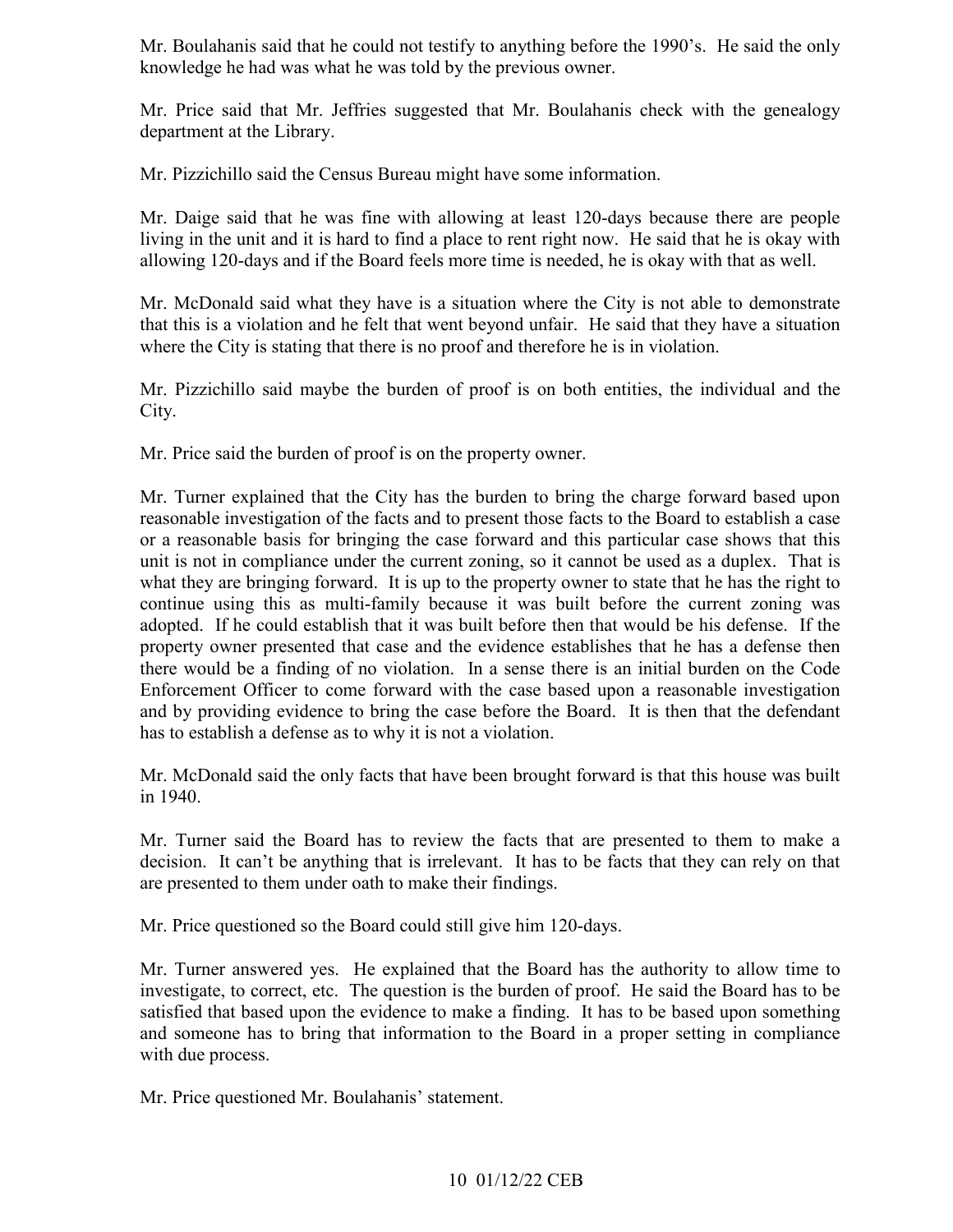Mr. Boulahanis said that he could not testify to anything before the 1990's. He said the only knowledge he had was what he was told by the previous owner.

Mr. Price said that Mr. Jeffries suggested that Mr. Boulahanis check with the genealogy department at the Library.

Mr. Pizzichillo said the Census Bureau might have some information.

Mr. Daige said that he was fine with allowing at least 120-days because there are people living in the unit and it is hard to find a place to rent right now. He said that he is okay with allowing 120-days and if the Board feels more time is needed, he is okay with that as well.

Mr. McDonald said what they have is a situation where the City is not able to demonstrate that this is a violation and he felt that went beyond unfair. He said that they have a situation where the City is stating that there is no proof and therefore he is in violation.

Mr. Pizzichillo said maybe the burden of proof is on both entities, the individual and the City.

Mr. Price said the burden of proof is on the property owner.

Mr. Turner explained that the City has the burden to bring the charge forward based upon reasonable investigation of the facts and to present those facts to the Board to establish a case or a reasonable basis for bringing the case forward and this particular case shows that this unit is not in compliance under the current zoning, so it cannot be used as a duplex. That is what they are bringing forward. It is up to the property owner to state that he has the right to continue using this as multi-family because it was built before the current zoning was adopted. If he could establish that it was built before then that would be his defense. If the property owner presented that case and the evidence establishes that he has a defense then there would be a finding of no violation. In a sense there is an initial burden on the Code Enforcement Officer to come forward with the case based upon a reasonable investigation and by providing evidence to bring the case before the Board. It is then that the defendant has to establish a defense as to why it is not a violation.

Mr. McDonald said the only facts that have been brought forward is that this house was built in 1940.

Mr. Turner said the Board has to review the facts that are presented to them to make a decision. It can't be anything that is irrelevant. It has to be facts that they can rely on that are presented to them under oath to make their findings.

Mr. Price questioned so the Board could still give him 120-days.

Mr. Turner answered yes. He explained that the Board has the authority to allow time to investigate, to correct, etc. The question is the burden of proof. He said the Board has to be satisfied that based upon the evidence to make a finding. It has to be based upon something and someone has to bring that information to the Board in a proper setting in compliance with due process.

Mr. Price questioned Mr. Boulahanis' statement.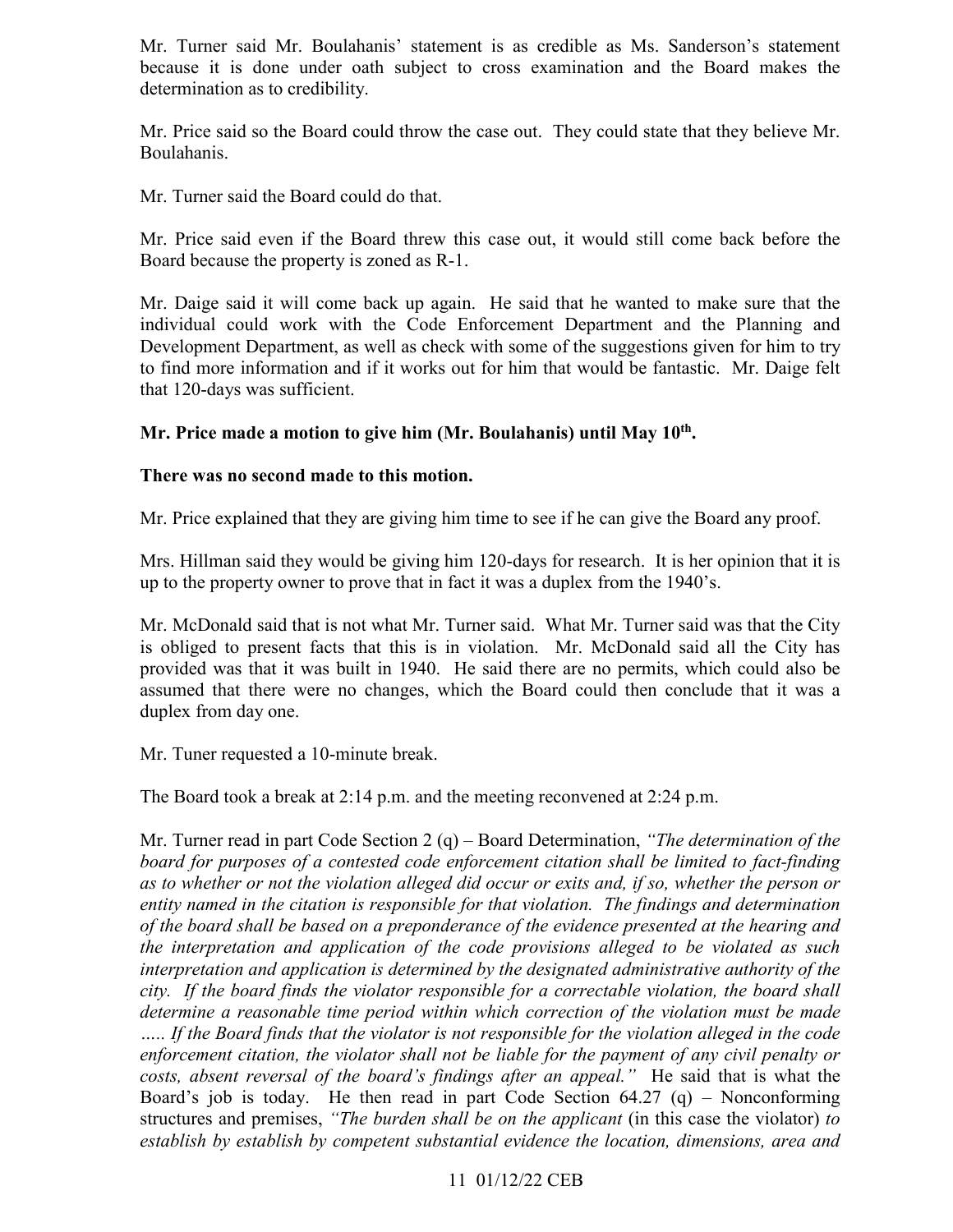Mr. Turner said Mr. Boulahanis' statement is as credible as Ms. Sanderson's statement because it is done under oath subject to cross examination and the Board makes the determination as to credibility.

Mr. Price said so the Board could throw the case out. They could state that they believe Mr. Boulahanis.

Mr. Turner said the Board could do that.

Mr. Price said even if the Board threw this case out, it would still come back before the Board because the property is zoned as R-1.

Mr. Daige said it will come back up again. He said that he wanted to make sure that the individual could work with the Code Enforcement Department and the Planning and Development Department, as well as check with some of the suggestions given for him to try to find more information and if it works out for him that would be fantastic. Mr. Daige felt that 120-days was sufficient.

**Mr. Price made a motion to give him (Mr. Boulahanis) until May 10th.**

**There was no second made to this motion.**

Mr. Price explained that they are giving him time to see if he can give the Board any proof.

Mrs. Hillman said they would be giving him 120-days for research. It is her opinion that it is up to the property owner to prove that in fact it was a duplex from the 1940's.

Mr. McDonald said that is not what Mr. Turner said. What Mr. Turner said was that the City is obliged to present facts that this is in violation. Mr. McDonald said all the City has provided was that it was built in 1940. He said there are no permits, which could also be assumed that there were no changes, which the Board could then conclude that it was a duplex from day one.

Mr. Tuner requested a 10-minute break.

The Board took a break at 2:14 p.m. and the meeting reconvened at 2:24 p.m.

Mr. Turner read in part Code Section 2 (q) – Board Determination, *"The determination of the board for purposes of a contested code enforcement citation shall be limited to fact-finding as to whether or not the violation alleged did occur or exits and, if so, whether the person or entity named in the citation is responsible for that violation. The findings and determination of the board shall be based on a preponderance of the evidence presented at the hearing and the interpretation and application of the code provisions alleged to be violated as such interpretation and application is determined by the designated administrative authority of the city. If the board finds the violator responsible for a correctable violation, the board shall determine a reasonable time period within which correction of the violation must be made ….. If the Board finds that the violator is not responsible for the violation alleged in the code enforcement citation, the violator shall not be liable for the payment of any civil penalty or costs, absent reversal of the board's findings after an appeal."* He said that is what the Board's job is today. He then read in part Code Section 64.27 (q) – Nonconforming structures and premises, *"The burden shall be on the applicant* (in this case the violator) *to establish by establish by competent substantial evidence the location, dimensions, area and*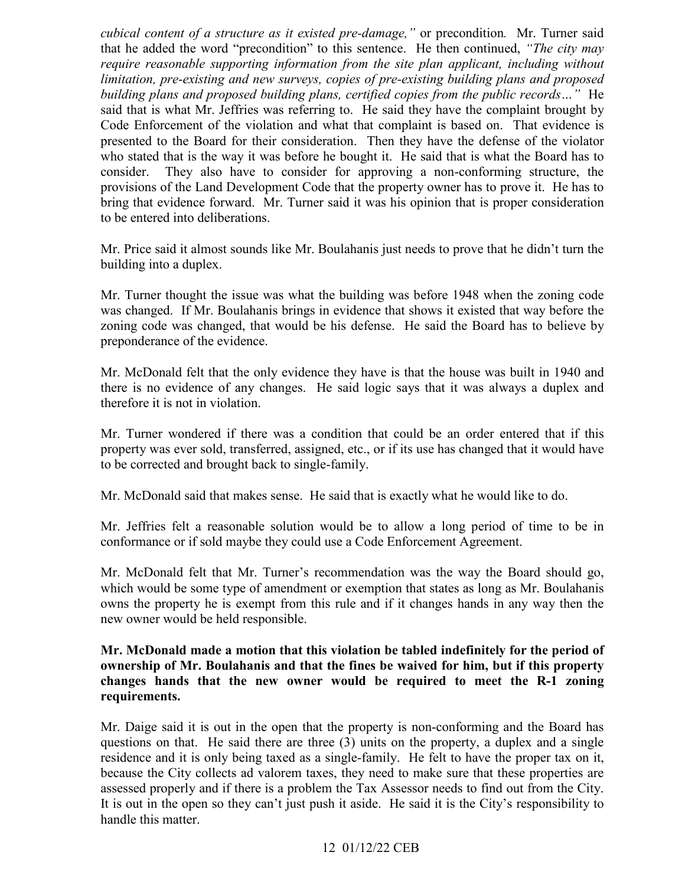*cubical content of a structure as it existed pre-damage,"* or precondition. Mr. Turner said that he added the word "precondition" to this sentence. He then continued, *"The city may require reasonable supporting information from the site plan applicant, including without limitation, pre-existing and new surveys, copies of pre-existing building plans and proposed building plans and proposed building plans, certified copies from the public records…"* He said that is what Mr. Jeffries was referring to. He said they have the complaint brought by Code Enforcement of the violation and what that complaint is based on. That evidence is presented to the Board for their consideration. Then they have the defense of the violator who stated that is the way it was before he bought it. He said that is what the Board has to consider. They also have to consider for approving a non-conforming structure, the provisions of the Land Development Code that the property owner has to prove it. He has to bring that evidence forward. Mr. Turner said it was his opinion that is proper consideration to be entered into deliberations.

Mr. Price said it almost sounds like Mr. Boulahanis just needs to prove that he didn't turn the building into a duplex.

Mr. Turner thought the issue was what the building was before 1948 when the zoning code was changed. If Mr. Boulahanis brings in evidence that shows it existed that way before the zoning code was changed, that would be his defense. He said the Board has to believe by preponderance of the evidence.

Mr. McDonald felt that the only evidence they have is that the house was built in 1940 and there is no evidence of any changes. He said logic says that it was always a duplex and therefore it is not in violation.

Mr. Turner wondered if there was a condition that could be an order entered that if this property was ever sold, transferred, assigned, etc., or if its use has changed that it would have to be corrected and brought back to single-family.

Mr. McDonald said that makes sense. He said that is exactly what he would like to do.

Mr. Jeffries felt a reasonable solution would be to allow a long period of time to be in conformance or if sold maybe they could use a Code Enforcement Agreement.

Mr. McDonald felt that Mr. Turner's recommendation was the way the Board should go, which would be some type of amendment or exemption that states as long as Mr. Boulahanis owns the property he is exempt from this rule and if it changes hands in any way then the new owner would be held responsible.

**Mr. McDonald made a motion that this violation be tabled indefinitely for the period of ownership of Mr. Boulahanis and that the fines be waived for him, but if this property changes hands that the new owner would be required to meet the R-1 zoning requirements.**

Mr. Daige said it is out in the open that the property is non-conforming and the Board has questions on that. He said there are three (3) units on the property, a duplex and a single residence and it is only being taxed as a single-family. He felt to have the proper tax on it, because the City collects ad valorem taxes, they need to make sure that these properties are assessed properly and if there is a problem the Tax Assessor needs to find out from the City. It is out in the open so they can't just push it aside. He said it is the City's responsibility to handle this matter.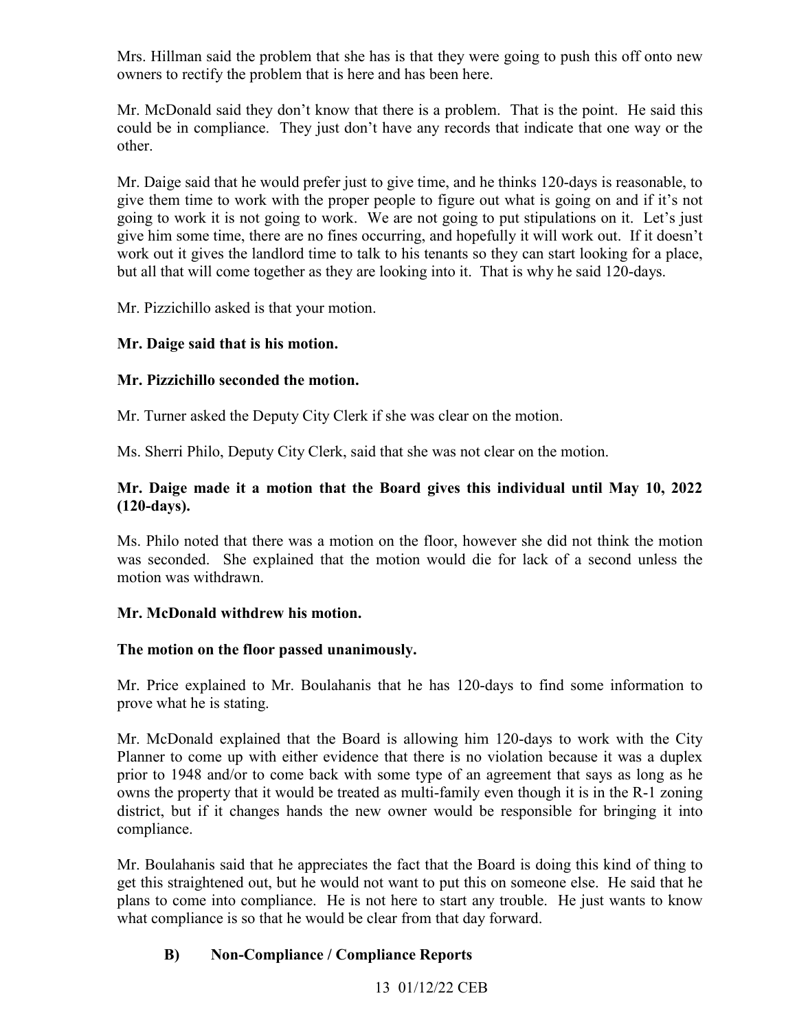Mrs. Hillman said the problem that she has is that they were going to push this off onto new owners to rectify the problem that is here and has been here.

Mr. McDonald said they don't know that there is a problem. That is the point. He said this could be in compliance. They just don't have any records that indicate that one way or the other.

Mr. Daige said that he would prefer just to give time, and he thinks 120-days is reasonable, to give them time to work with the proper people to figure out what is going on and if it's not going to work it is not going to work. We are not going to put stipulations on it. Let's just give him some time, there are no fines occurring, and hopefully it will work out. If it doesn't work out it gives the landlord time to talk to his tenants so they can start looking for a place, but all that will come together as they are looking into it. That is why he said 120-days.

Mr. Pizzichillo asked is that your motion.

**Mr. Daige said that is his motion.**

**Mr. Pizzichillo seconded the motion.**

Mr. Turner asked the Deputy City Clerk if she was clear on the motion.

Ms. Sherri Philo, Deputy City Clerk, said that she was not clear on the motion.

**Mr. Daige made it a motion that the Board gives this individual until May 10, 2022 (120-days).**

Ms. Philo noted that there was a motion on the floor, however she did not think the motion was seconded. She explained that the motion would die for lack of a second unless the motion was withdrawn.

**Mr. McDonald withdrew his motion.**

**The motion on the floor passed unanimously.**

Mr. Price explained to Mr. Boulahanis that he has 120-days to find some information to prove what he is stating.

Mr. McDonald explained that the Board is allowing him 120-days to work with the City Planner to come up with either evidence that there is no violation because it was a duplex prior to 1948 and/or to come back with some type of an agreement that says as long as he owns the property that it would be treated as multi-family even though it is in the R-1 zoning district, but if it changes hands the new owner would be responsible for bringing it into compliance.

Mr. Boulahanis said that he appreciates the fact that the Board is doing this kind of thing to get this straightened out, but he would not want to put this on someone else. He said that he plans to come into compliance. He is not here to start any trouble. He just wants to know what compliance is so that he would be clear from that day forward.

## B) Non-Compliance / Compliance Reports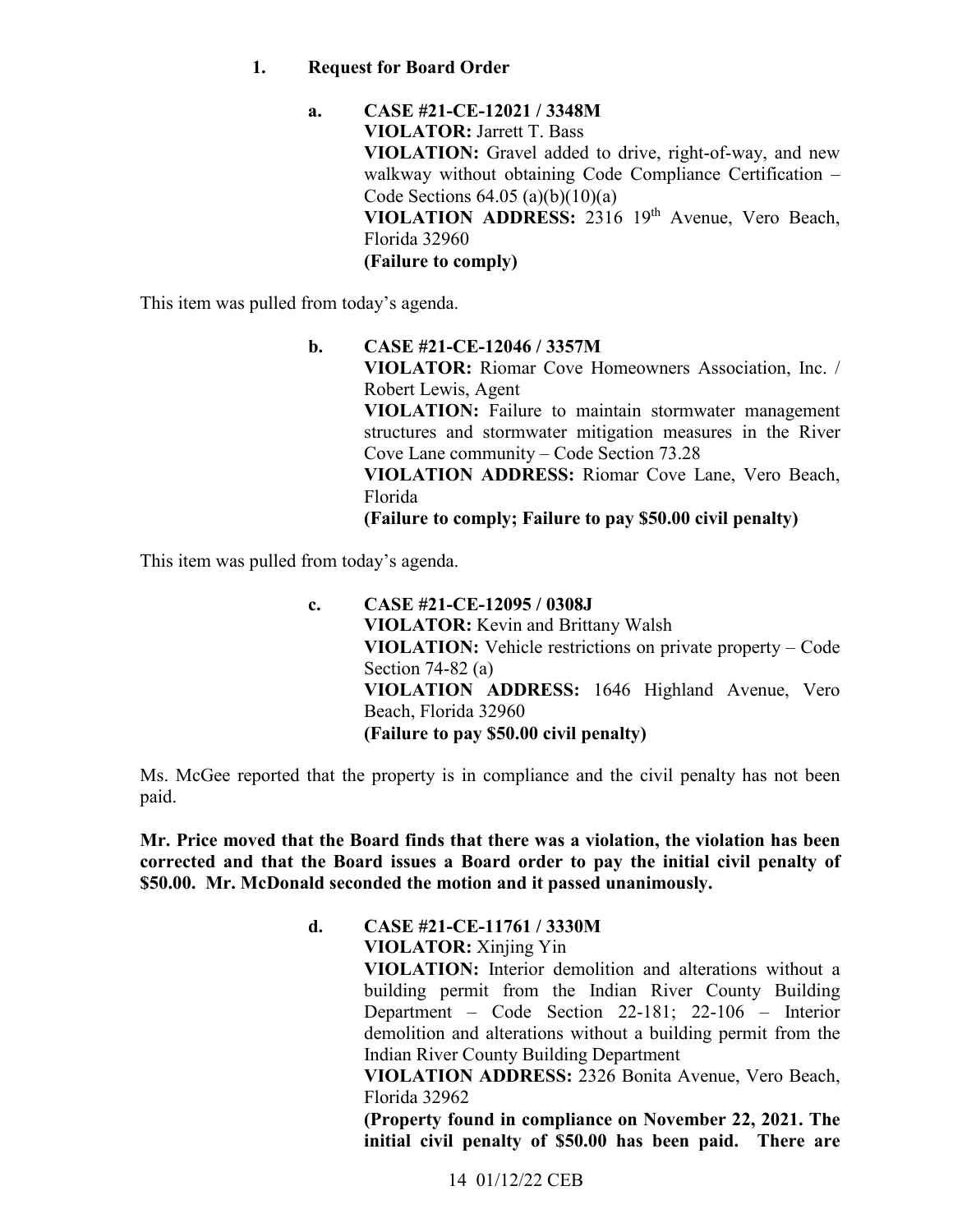1. **Request for Board Order**

**a. CASE #21-CE-12021 / 3348M**
**VIOLATOR:** Jarrett T. Bass
**VIOLATION:** Gravel added to drive, right-of-way, and new walkway without obtaining Code Compliance Certification – Code Sections 64.05 (a)(b)(10)(a)
**VIOLATION ADDRESS:** 2316 19th Avenue, Vero Beach, Florida 32960
**(Failure to comply)**

This item was pulled from today's agenda.

**b. CASE #21-CE-12046 / 3357M**
**VIOLATOR:** Riomar Cove Homeowners Association, Inc. / Robert Lewis, Agent
**VIOLATION:** Failure to maintain stormwater management structures and stormwater mitigation measures in the River Cove Lane community – Code Section 73.28
**VIOLATION ADDRESS:** Riomar Cove Lane, Vero Beach, Florida
**(Failure to comply; Failure to pay $50.00 civil penalty)**

This item was pulled from today's agenda.

**c. CASE #21-CE-12095 / 0308J**
**VIOLATOR:** Kevin and Brittany Walsh
**VIOLATION:** Vehicle restrictions on private property – Code Section 74-82 (a)
**VIOLATION ADDRESS:** 1646 Highland Avenue, Vero Beach, Florida 32960
**(Failure to pay $50.00 civil penalty)**

Ms. McGee reported that the property is in compliance and the civil penalty has not been paid.

**Mr. Price moved that the Board finds that there was a violation, the violation has been corrected and that the Board issues a Board order to pay the initial civil penalty of $50.00. Mr. McDonald seconded the motion and it passed unanimously.**

**d. CASE #21-CE-11761 / 3330M**
**VIOLATOR:** Xinjing Yin
**VIOLATION:** Interior demolition and alterations without a building permit from the Indian River County Building Department – Code Section 22-181; 22-106 – Interior demolition and alterations without a building permit from the Indian River County Building Department
**VIOLATION ADDRESS:** 2326 Bonita Avenue, Vero Beach, Florida 32962
**(Property found in compliance on November 22, 2021. The initial civil penalty of $50.00 has been paid. There are**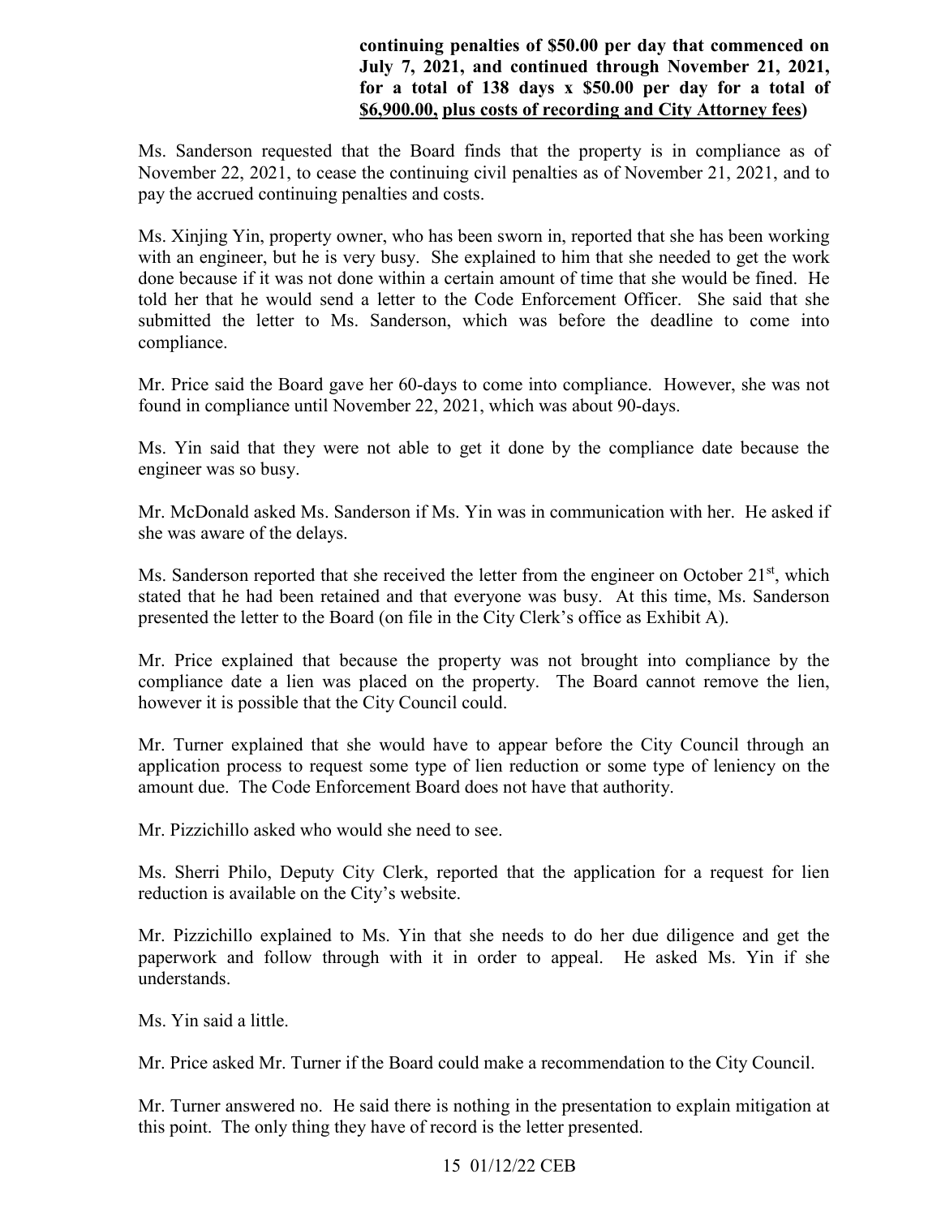**continuing penalties of $50.00 per day that commenced on July 7, 2021, and continued through November 21, 2021, for a total of 138 days x $50.00 per day for a total of <u>$6,900.00,</u> <u>plus costs of recording and City Attorney fees</u>)**

Ms. Sanderson requested that the Board finds that the property is in compliance as of November 22, 2021, to cease the continuing civil penalties as of November 21, 2021, and to pay the accrued continuing penalties and costs.

Ms. Xinjing Yin, property owner, who has been sworn in, reported that she has been working with an engineer, but he is very busy. She explained to him that she needed to get the work done because if it was not done within a certain amount of time that she would be fined. He told her that he would send a letter to the Code Enforcement Officer. She said that she submitted the letter to Ms. Sanderson, which was before the deadline to come into compliance.

Mr. Price said the Board gave her 60-days to come into compliance. However, she was not found in compliance until November 22, 2021, which was about 90-days.

Ms. Yin said that they were not able to get it done by the compliance date because the engineer was so busy.

Mr. McDonald asked Ms. Sanderson if Ms. Yin was in communication with her. He asked if she was aware of the delays.

Ms. Sanderson reported that she received the letter from the engineer on October 21st, which stated that he had been retained and that everyone was busy. At this time, Ms. Sanderson presented the letter to the Board (on file in the City Clerk's office as Exhibit A).

Mr. Price explained that because the property was not brought into compliance by the compliance date a lien was placed on the property. The Board cannot remove the lien, however it is possible that the City Council could.

Mr. Turner explained that she would have to appear before the City Council through an application process to request some type of lien reduction or some type of leniency on the amount due. The Code Enforcement Board does not have that authority.

Mr. Pizzichillo asked who would she need to see.

Ms. Sherri Philo, Deputy City Clerk, reported that the application for a request for lien reduction is available on the City's website.

Mr. Pizzichillo explained to Ms. Yin that she needs to do her due diligence and get the paperwork and follow through with it in order to appeal. He asked Ms. Yin if she understands.

Ms. Yin said a little.

Mr. Price asked Mr. Turner if the Board could make a recommendation to the City Council.

Mr. Turner answered no. He said there is nothing in the presentation to explain mitigation at this point. The only thing they have of record is the letter presented.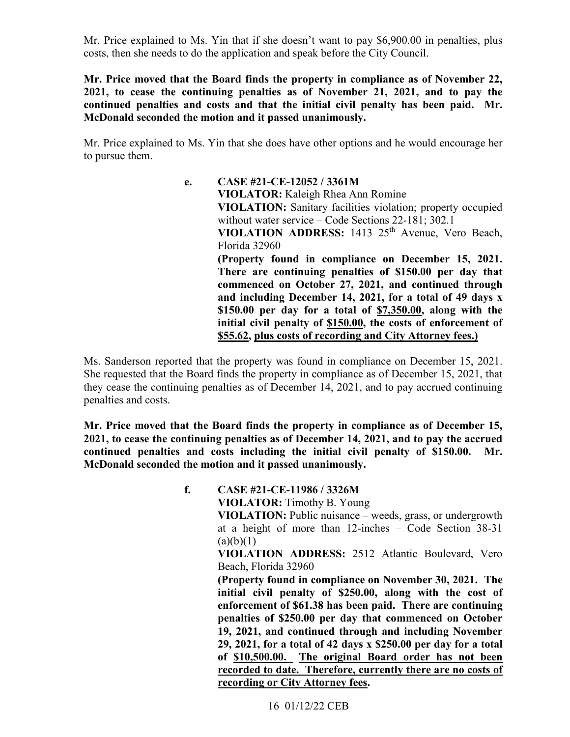Mr. Price explained to Ms. Yin that if she doesn't want to pay $6,900.00 in penalties, plus costs, then she needs to do the application and speak before the City Council.

**Mr. Price moved that the Board finds the property in compliance as of November 22, 2021, to cease the continuing penalties as of November 21, 2021, and to pay the continued penalties and costs and that the initial civil penalty has been paid. Mr. McDonald seconded the motion and it passed unanimously.**

Mr. Price explained to Ms. Yin that she does have other options and he would encourage her to pursue them.

**e. CASE #21-CE-12052 / 3361M**

**VIOLATOR:** Kaleigh Rhea Ann Romine

**VIOLATION:** Sanitary facilities violation; property occupied without water service – Code Sections 22-181; 302.1

**VIOLATION ADDRESS:** 1413 25th Avenue, Vero Beach, Florida 32960

**(Property found in compliance on December 15, 2021. There are continuing penalties of $150.00 per day that commenced on October 27, 2021, and continued through and including December 14, 2021, for a total of 49 days x $150.00 per day for a total of <u>$7,350.00</u>, along with the initial civil penalty of <u>$150.00</u>, the costs of enforcement of <u>$55.62</u>, <u>plus costs of recording and City Attorney fees.)</u>**

Ms. Sanderson reported that the property was found in compliance on December 15, 2021. She requested that the Board finds the property in compliance as of December 15, 2021, that they cease the continuing penalties as of December 14, 2021, and to pay accrued continuing penalties and costs.

**Mr. Price moved that the Board finds the property in compliance as of December 15, 2021, to cease the continuing penalties as of December 14, 2021, and to pay the accrued continued penalties and costs including the initial civil penalty of $150.00. Mr. McDonald seconded the motion and it passed unanimously.**

**f. CASE #21-CE-11986 / 3326M**

**VIOLATOR:** Timothy B. Young

**VIOLATION:** Public nuisance – weeds, grass, or undergrowth at a height of more than 12-inches – Code Section 38-31 (a)(b)(1)

**VIOLATION ADDRESS:** 2512 Atlantic Boulevard, Vero Beach, Florida 32960

**(Property found in compliance on November 30, 2021. The initial civil penalty of $250.00, along with the cost of enforcement of $61.38 has been paid. There are continuing penalties of $250.00 per day that commenced on October 19, 2021, and continued through and including November 29, 2021, for a total of 42 days x $250.00 per day for a total of <u>$10,500.00.</u> <u>The original Board order has not been recorded to date. Therefore, currently there are no costs of recording or City Attorney fees</u>.**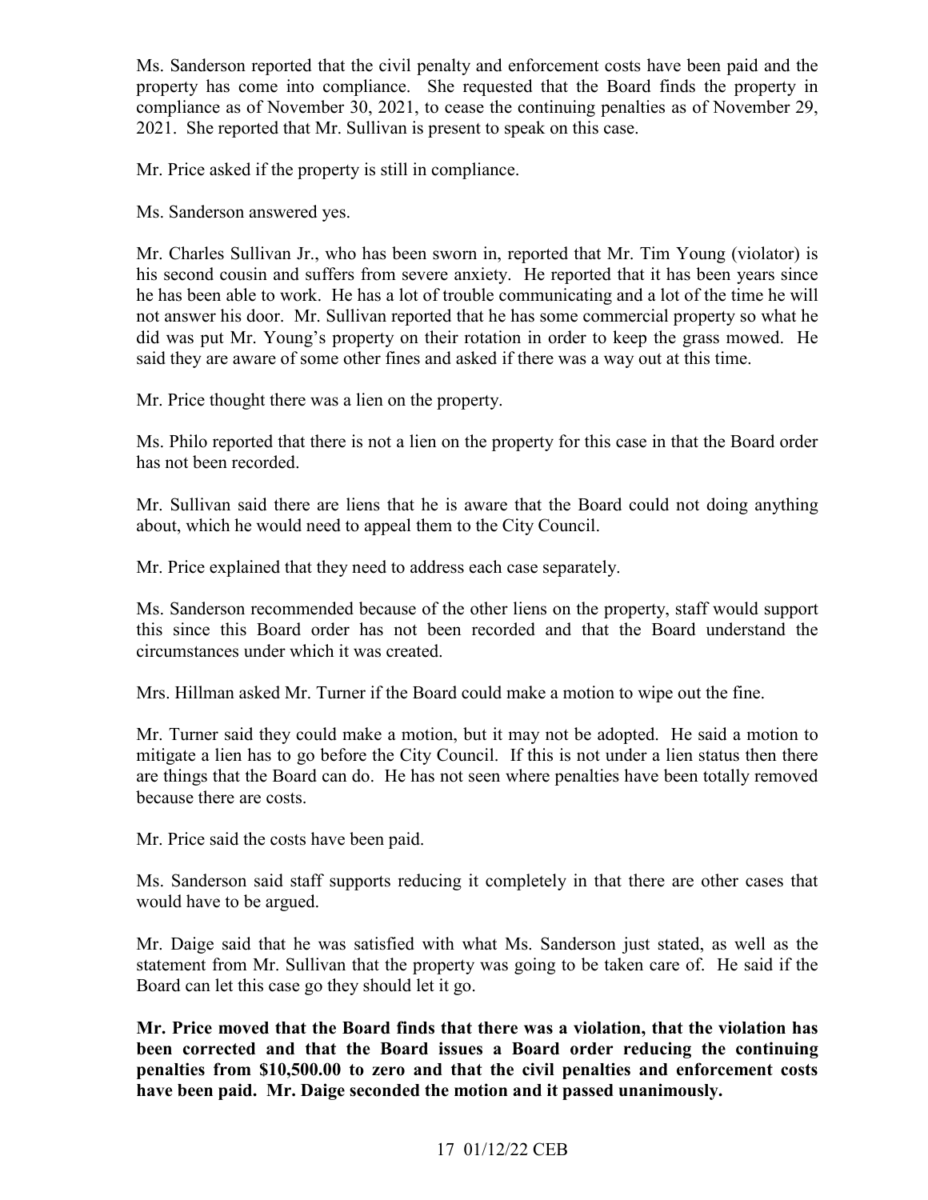Ms. Sanderson reported that the civil penalty and enforcement costs have been paid and the property has come into compliance. She requested that the Board finds the property in compliance as of November 30, 2021, to cease the continuing penalties as of November 29, 2021. She reported that Mr. Sullivan is present to speak on this case.

Mr. Price asked if the property is still in compliance.

Ms. Sanderson answered yes.

Mr. Charles Sullivan Jr., who has been sworn in, reported that Mr. Tim Young (violator) is his second cousin and suffers from severe anxiety. He reported that it has been years since he has been able to work. He has a lot of trouble communicating and a lot of the time he will not answer his door. Mr. Sullivan reported that he has some commercial property so what he did was put Mr. Young's property on their rotation in order to keep the grass mowed. He said they are aware of some other fines and asked if there was a way out at this time.

Mr. Price thought there was a lien on the property.

Ms. Philo reported that there is not a lien on the property for this case in that the Board order has not been recorded.

Mr. Sullivan said there are liens that he is aware that the Board could not doing anything about, which he would need to appeal them to the City Council.

Mr. Price explained that they need to address each case separately.

Ms. Sanderson recommended because of the other liens on the property, staff would support this since this Board order has not been recorded and that the Board understand the circumstances under which it was created.

Mrs. Hillman asked Mr. Turner if the Board could make a motion to wipe out the fine.

Mr. Turner said they could make a motion, but it may not be adopted. He said a motion to mitigate a lien has to go before the City Council. If this is not under a lien status then there are things that the Board can do. He has not seen where penalties have been totally removed because there are costs.

Mr. Price said the costs have been paid.

Ms. Sanderson said staff supports reducing it completely in that there are other cases that would have to be argued.

Mr. Daige said that he was satisfied with what Ms. Sanderson just stated, as well as the statement from Mr. Sullivan that the property was going to be taken care of. He said if the Board can let this case go they should let it go.

**Mr. Price moved that the Board finds that there was a violation, that the violation has been corrected and that the Board issues a Board order reducing the continuing penalties from $10,500.00 to zero and that the civil penalties and enforcement costs have been paid. Mr. Daige seconded the motion and it passed unanimously.**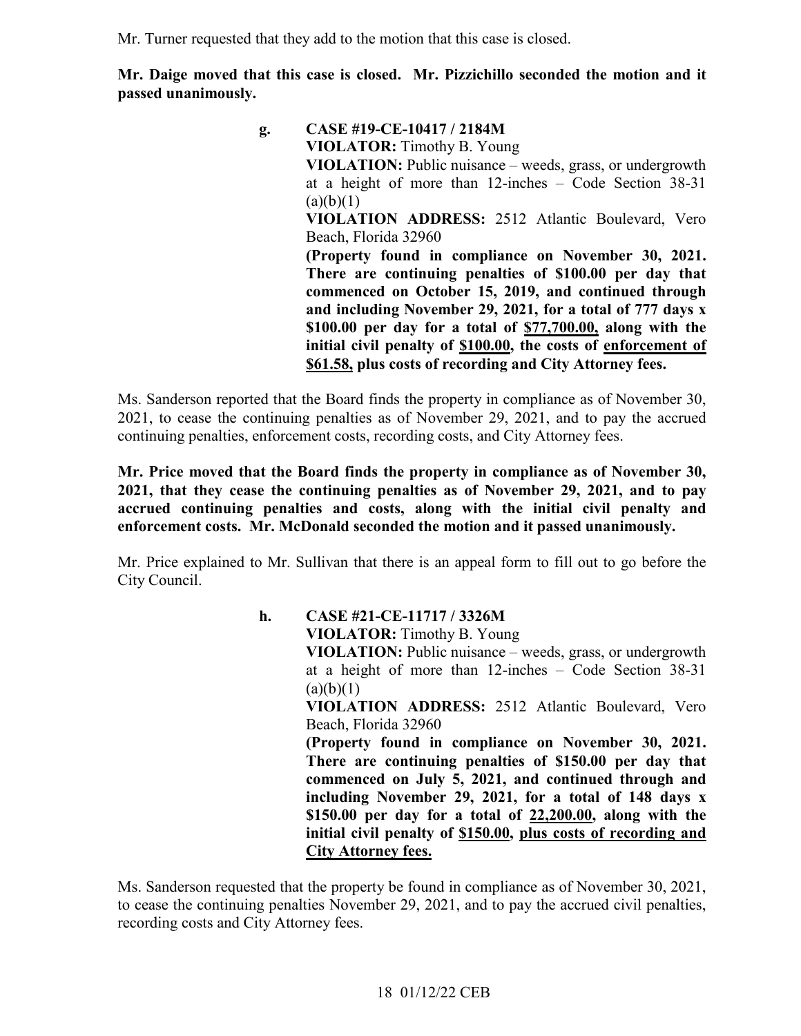Mr. Turner requested that they add to the motion that this case is closed.

**Mr. Daige moved that this case is closed. Mr. Pizzichillo seconded the motion and it passed unanimously.**

**g. CASE #19-CE-10417 / 2184M**
**VIOLATOR:** Timothy B. Young
**VIOLATION:** Public nuisance – weeds, grass, or undergrowth at a height of more than 12-inches – Code Section 38-31 (a)(b)(1)
**VIOLATION ADDRESS:** 2512 Atlantic Boulevard, Vero Beach, Florida 32960
**(Property found in compliance on November 30, 2021. There are continuing penalties of $100.00 per day that commenced on October 15, 2019, and continued through and including November 29, 2021, for a total of 777 days x $100.00 per day for a total of <u>$77,700.00</u>, along with the initial civil penalty of <u>$100.00</u>, the costs of <u>enforcement of $61.58</u>, plus costs of recording and City Attorney fees.**

Ms. Sanderson reported that the Board finds the property in compliance as of November 30, 2021, to cease the continuing penalties as of November 29, 2021, and to pay the accrued continuing penalties, enforcement costs, recording costs, and City Attorney fees.

**Mr. Price moved that the Board finds the property in compliance as of November 30, 2021, that they cease the continuing penalties as of November 29, 2021, and to pay accrued continuing penalties and costs, along with the initial civil penalty and enforcement costs. Mr. McDonald seconded the motion and it passed unanimously.**

Mr. Price explained to Mr. Sullivan that there is an appeal form to fill out to go before the City Council.

**h. CASE #21-CE-11717 / 3326M**
**VIOLATOR:** Timothy B. Young
**VIOLATION:** Public nuisance – weeds, grass, or undergrowth at a height of more than 12-inches – Code Section 38-31 (a)(b)(1)
**VIOLATION ADDRESS:** 2512 Atlantic Boulevard, Vero Beach, Florida 32960
**(Property found in compliance on November 30, 2021. There are continuing penalties of $150.00 per day that commenced on July 5, 2021, and continued through and including November 29, 2021, for a total of 148 days x $150.00 per day for a total of <u>22,200.00</u>, along with the initial civil penalty of <u>$150.00</u>, <u>plus costs of recording and City Attorney fees.</u>**

Ms. Sanderson requested that the property be found in compliance as of November 30, 2021, to cease the continuing penalties November 29, 2021, and to pay the accrued civil penalties, recording costs and City Attorney fees.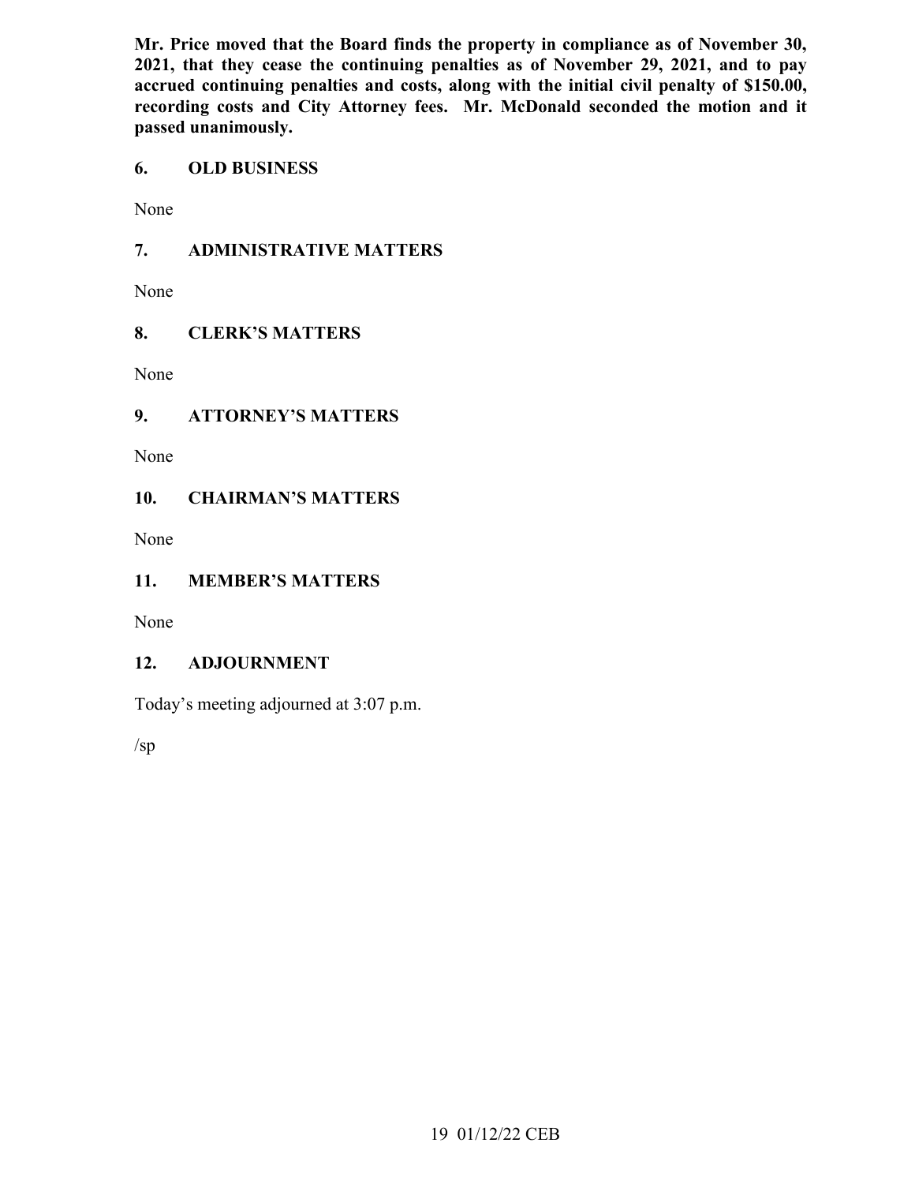**Mr. Price moved that the Board finds the property in compliance as of November 30, 2021, that they cease the continuing penalties as of November 29, 2021, and to pay accrued continuing penalties and costs, along with the initial civil penalty of $150.00, recording costs and City Attorney fees. Mr. McDonald seconded the motion and it passed unanimously.**

## 6. OLD BUSINESS

None

## 7. ADMINISTRATIVE MATTERS

None

## 8. CLERK'S MATTERS

None

## 9. ATTORNEY'S MATTERS

None

## 10. CHAIRMAN'S MATTERS

None

## 11. MEMBER'S MATTERS

None

## 12. ADJOURNMENT

Today's meeting adjourned at 3:07 p.m.

/sp